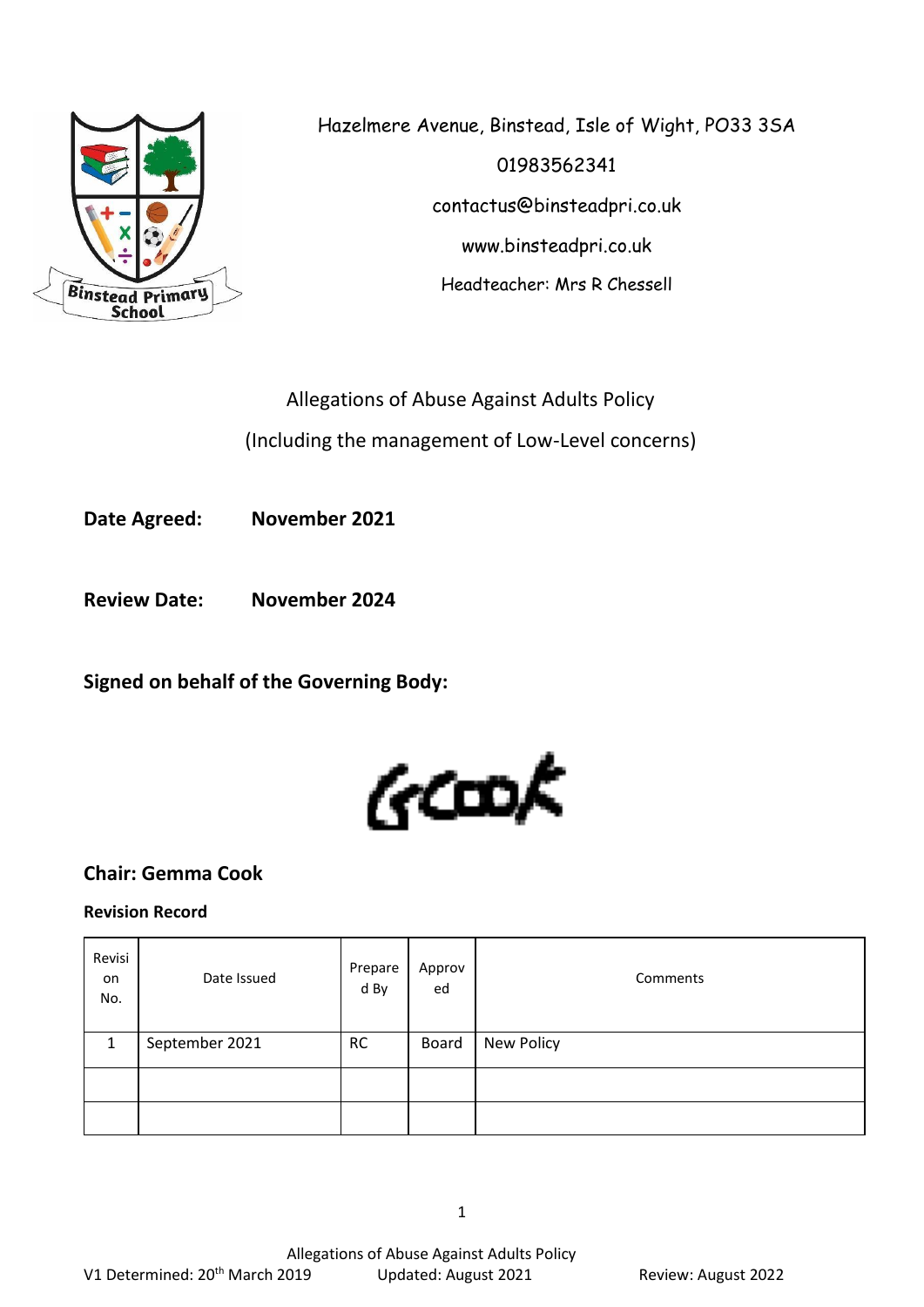Hazelmere Avenue, Binstead, Isle of Wight, PO33 3SA

01983562341

contactus@binsteadpri.co.uk

www.binsteadpri.co.uk

Headteacher: Mrs R Chessell

# Allegations of Abuse Against Adults Policy

## (Including the management of Low-Level concerns)

**Date Agreed:** **November 2021**

**Review Date:** **November 2024**

**Signed on behalf of the Governing Body:**

GCook

**Chair: Gemma Cook**

**Revision Record**

| Revision No. | Date Issued | Prepared By | Approved | Comments |
|---|---|---|---|---|
| 1 | September 2021 | RC | Board | New Policy |
| | | | | |
| | | | | |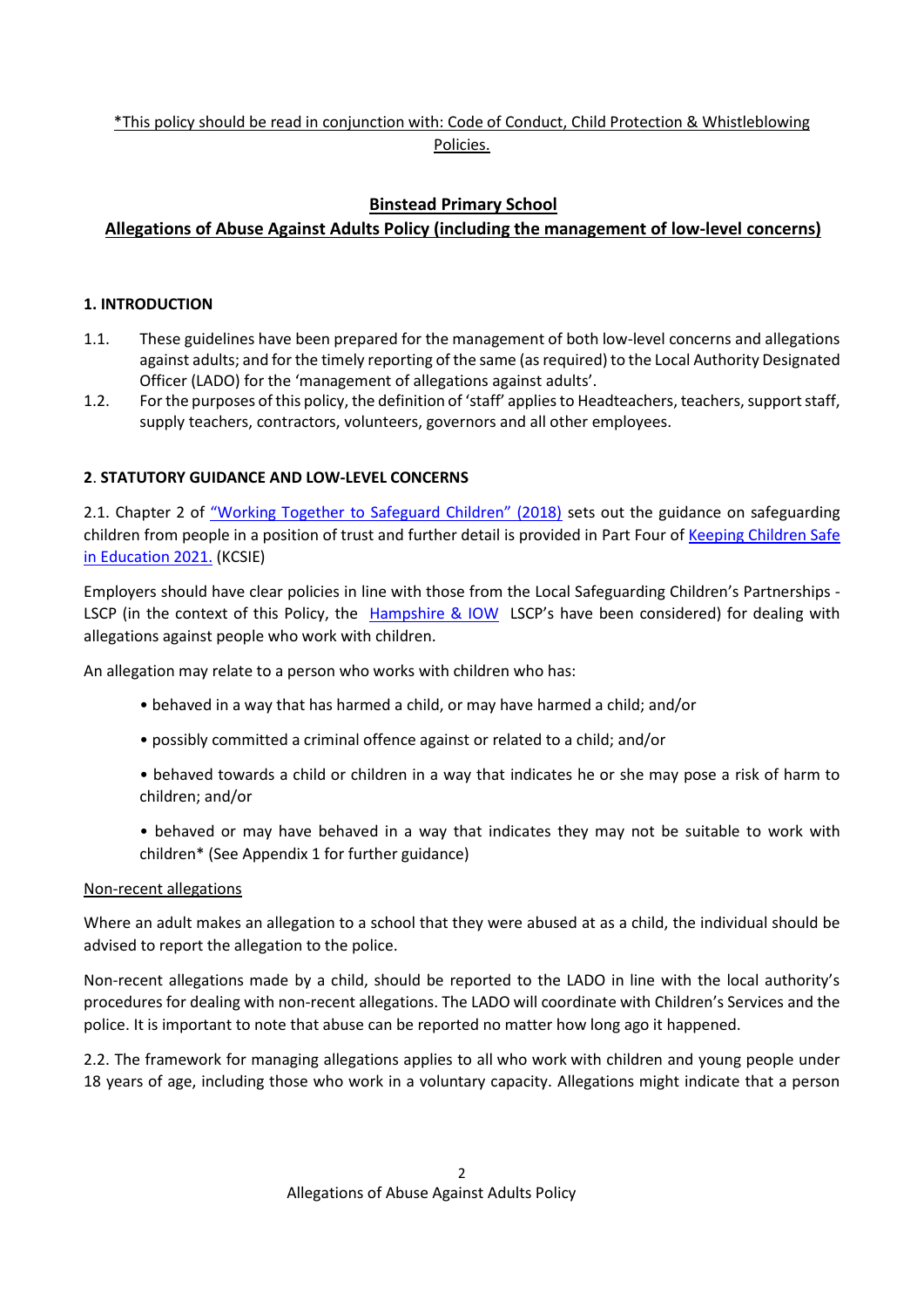*This policy should be read in conjunction with: Code of Conduct, Child Protection & Whistleblowing Policies.

## Binstead Primary School

## Allegations of Abuse Against Adults Policy (including the management of low-level concerns)

### 1. INTRODUCTION

1.1. These guidelines have been prepared for the management of both low-level concerns and allegations against adults; and for the timely reporting of the same (as required) to the Local Authority Designated Officer (LADO) for the 'management of allegations against adults'.

1.2. For the purposes of this policy, the definition of 'staff' applies to Headteachers, teachers, support staff, supply teachers, contractors, volunteers, governors and all other employees.

### 2. STATUTORY GUIDANCE AND LOW-LEVEL CONCERNS

2.1. Chapter 2 of "Working Together to Safeguard Children" (2018) sets out the guidance on safeguarding children from people in a position of trust and further detail is provided in Part Four of Keeping Children Safe in Education 2021. (KCSIE)

Employers should have clear policies in line with those from the Local Safeguarding Children's Partnerships - LSCP (in the context of this Policy, the Hampshire & IOW LSCP's have been considered) for dealing with allegations against people who work with children.

An allegation may relate to a person who works with children who has:

- behaved in a way that has harmed a child, or may have harmed a child; and/or
- possibly committed a criminal offence against or related to a child; and/or
- behaved towards a child or children in a way that indicates he or she may pose a risk of harm to children; and/or
- behaved or may have behaved in a way that indicates they may not be suitable to work with children* (See Appendix 1 for further guidance)

Non-recent allegations

Where an adult makes an allegation to a school that they were abused at as a child, the individual should be advised to report the allegation to the police.

Non-recent allegations made by a child, should be reported to the LADO in line with the local authority's procedures for dealing with non-recent allegations. The LADO will coordinate with Children's Services and the police. It is important to note that abuse can be reported no matter how long ago it happened.

2.2. The framework for managing allegations applies to all who work with children and young people under 18 years of age, including those who work in a voluntary capacity. Allegations might indicate that a person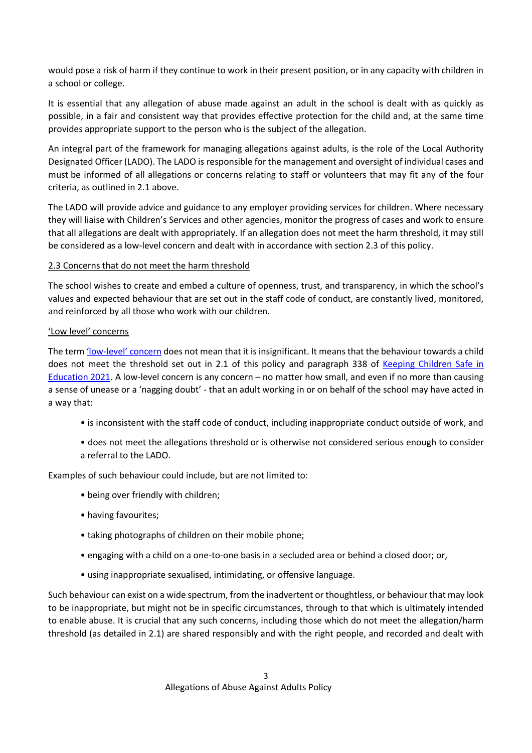would pose a risk of harm if they continue to work in their present position, or in any capacity with children in a school or college.

It is essential that any allegation of abuse made against an adult in the school is dealt with as quickly as possible, in a fair and consistent way that provides effective protection for the child and, at the same time provides appropriate support to the person who is the subject of the allegation.

An integral part of the framework for managing allegations against adults, is the role of the Local Authority Designated Officer (LADO). The LADO is responsible for the management and oversight of individual cases and must be informed of all allegations or concerns relating to staff or volunteers that may fit any of the four criteria, as outlined in 2.1 above.

The LADO will provide advice and guidance to any employer providing services for children. Where necessary they will liaise with Children's Services and other agencies, monitor the progress of cases and work to ensure that all allegations are dealt with appropriately. If an allegation does not meet the harm threshold, it may still be considered as a low-level concern and dealt with in accordance with section 2.3 of this policy.

2.3 Concerns that do not meet the harm threshold

The school wishes to create and embed a culture of openness, trust, and transparency, in which the school's values and expected behaviour that are set out in the staff code of conduct, are constantly lived, monitored, and reinforced by all those who work with our children.

'Low level' concerns

The term 'low-level' concern does not mean that it is insignificant. It means that the behaviour towards a child does not meet the threshold set out in 2.1 of this policy and paragraph 338 of Keeping Children Safe in Education 2021. A low-level concern is any concern – no matter how small, and even if no more than causing a sense of unease or a 'nagging doubt' - that an adult working in or on behalf of the school may have acted in a way that:

- is inconsistent with the staff code of conduct, including inappropriate conduct outside of work, and
- does not meet the allegations threshold or is otherwise not considered serious enough to consider a referral to the LADO.

Examples of such behaviour could include, but are not limited to:

- being over friendly with children;
- having favourites;
- taking photographs of children on their mobile phone;
- engaging with a child on a one-to-one basis in a secluded area or behind a closed door; or,
- using inappropriate sexualised, intimidating, or offensive language.

Such behaviour can exist on a wide spectrum, from the inadvertent or thoughtless, or behaviour that may look to be inappropriate, but might not be in specific circumstances, through to that which is ultimately intended to enable abuse. It is crucial that any such concerns, including those which do not meet the allegation/harm threshold (as detailed in 2.1) are shared responsibly and with the right people, and recorded and dealt with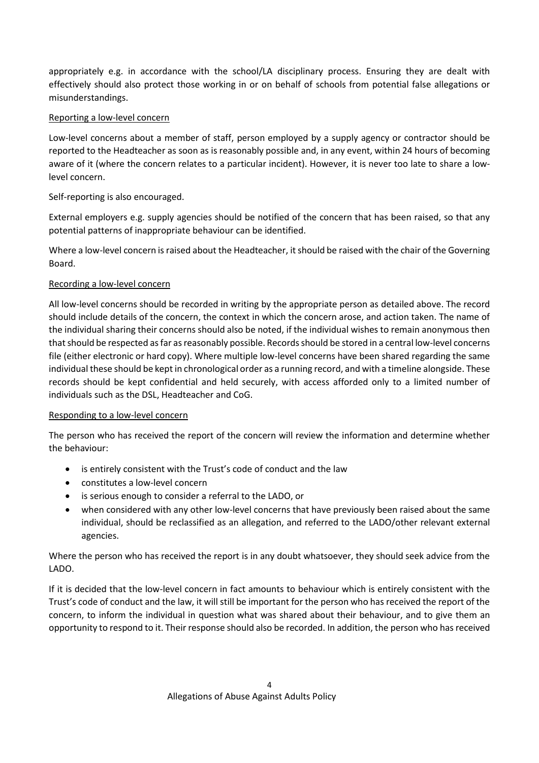appropriately e.g. in accordance with the school/LA disciplinary process. Ensuring they are dealt with effectively should also protect those working in or on behalf of schools from potential false allegations or misunderstandings.

### Reporting a low-level concern

Low-level concerns about a member of staff, person employed by a supply agency or contractor should be reported to the Headteacher as soon as is reasonably possible and, in any event, within 24 hours of becoming aware of it (where the concern relates to a particular incident). However, it is never too late to share a low-level concern.

Self-reporting is also encouraged.

External employers e.g. supply agencies should be notified of the concern that has been raised, so that any potential patterns of inappropriate behaviour can be identified.

Where a low-level concern is raised about the Headteacher, it should be raised with the chair of the Governing Board.

### Recording a low-level concern

All low-level concerns should be recorded in writing by the appropriate person as detailed above. The record should include details of the concern, the context in which the concern arose, and action taken. The name of the individual sharing their concerns should also be noted, if the individual wishes to remain anonymous then that should be respected as far as reasonably possible. Records should be stored in a central low-level concerns file (either electronic or hard copy). Where multiple low-level concerns have been shared regarding the same individual these should be kept in chronological order as a running record, and with a timeline alongside. These records should be kept confidential and held securely, with access afforded only to a limited number of individuals such as the DSL, Headteacher and CoG.

### Responding to a low-level concern

The person who has received the report of the concern will review the information and determine whether the behaviour:

- is entirely consistent with the Trust's code of conduct and the law
- constitutes a low-level concern
- is serious enough to consider a referral to the LADO, or
- when considered with any other low-level concerns that have previously been raised about the same individual, should be reclassified as an allegation, and referred to the LADO/other relevant external agencies.

Where the person who has received the report is in any doubt whatsoever, they should seek advice from the LADO.

If it is decided that the low-level concern in fact amounts to behaviour which is entirely consistent with the Trust's code of conduct and the law, it will still be important for the person who has received the report of the concern, to inform the individual in question what was shared about their behaviour, and to give them an opportunity to respond to it. Their response should also be recorded. In addition, the person who has received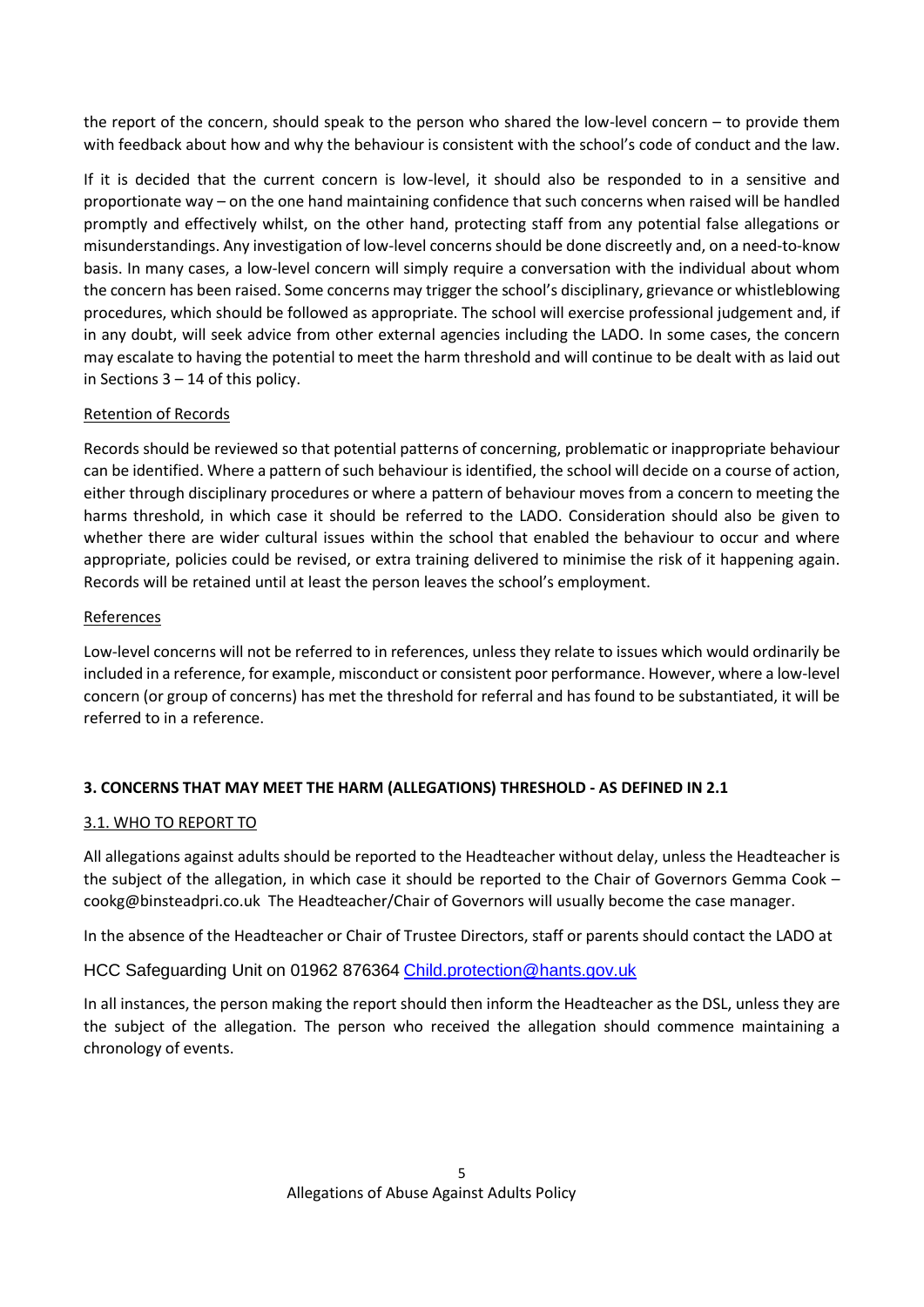the report of the concern, should speak to the person who shared the low-level concern – to provide them with feedback about how and why the behaviour is consistent with the school's code of conduct and the law.

If it is decided that the current concern is low-level, it should also be responded to in a sensitive and proportionate way – on the one hand maintaining confidence that such concerns when raised will be handled promptly and effectively whilst, on the other hand, protecting staff from any potential false allegations or misunderstandings. Any investigation of low-level concerns should be done discreetly and, on a need-to-know basis. In many cases, a low-level concern will simply require a conversation with the individual about whom the concern has been raised. Some concerns may trigger the school's disciplinary, grievance or whistleblowing procedures, which should be followed as appropriate. The school will exercise professional judgement and, if in any doubt, will seek advice from other external agencies including the LADO. In some cases, the concern may escalate to having the potential to meet the harm threshold and will continue to be dealt with as laid out in Sections 3 – 14 of this policy.

Retention of Records

Records should be reviewed so that potential patterns of concerning, problematic or inappropriate behaviour can be identified. Where a pattern of such behaviour is identified, the school will decide on a course of action, either through disciplinary procedures or where a pattern of behaviour moves from a concern to meeting the harms threshold, in which case it should be referred to the LADO. Consideration should also be given to whether there are wider cultural issues within the school that enabled the behaviour to occur and where appropriate, policies could be revised, or extra training delivered to minimise the risk of it happening again. Records will be retained until at least the person leaves the school's employment.

References

Low-level concerns will not be referred to in references, unless they relate to issues which would ordinarily be included in a reference, for example, misconduct or consistent poor performance. However, where a low-level concern (or group of concerns) has met the threshold for referral and has found to be substantiated, it will be referred to in a reference.

## 3. CONCERNS THAT MAY MEET THE HARM (ALLEGATIONS) THRESHOLD - AS DEFINED IN 2.1

### 3.1. WHO TO REPORT TO

All allegations against adults should be reported to the Headteacher without delay, unless the Headteacher is the subject of the allegation, in which case it should be reported to the Chair of Governors Gemma Cook – cookg@binsteadpri.co.uk The Headteacher/Chair of Governors will usually become the case manager.

In the absence of the Headteacher or Chair of Trustee Directors, staff or parents should contact the LADO at

HCC Safeguarding Unit on 01962 876364 Child.protection@hants.gov.uk

In all instances, the person making the report should then inform the Headteacher as the DSL, unless they are the subject of the allegation. The person who received the allegation should commence maintaining a chronology of events.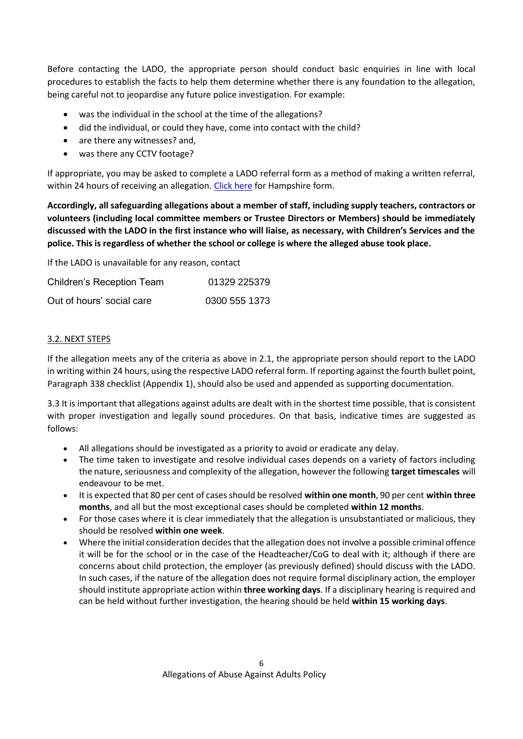Before contacting the LADO, the appropriate person should conduct basic enquiries in line with local procedures to establish the facts to help them determine whether there is any foundation to the allegation, being careful not to jeopardise any future police investigation. For example:

- was the individual in the school at the time of the allegations?
- did the individual, or could they have, come into contact with the child?
- are there any witnesses? and,
- was there any CCTV footage?

If appropriate, you may be asked to complete a LADO referral form as a method of making a written referral, within 24 hours of receiving an allegation. [Click here](#) for Hampshire form.

**Accordingly, all safeguarding allegations about a member of staff, including supply teachers, contractors or volunteers (including local committee members or Trustee Directors or Members) should be immediately discussed with the LADO in the first instance who will liaise, as necessary, with Children's Services and the police. This is regardless of whether the school or college is where the alleged abuse took place.**

If the LADO is unavailable for any reason, contact

| | |
|---|---|
| Children's Reception Team | 01329 225379 |
| Out of hours' social care | 0300 555 1373 |

## 3.2. NEXT STEPS

If the allegation meets any of the criteria as above in 2.1, the appropriate person should report to the LADO in writing within 24 hours, using the respective LADO referral form. If reporting against the fourth bullet point, Paragraph 338 checklist (Appendix 1), should also be used and appended as supporting documentation.

3.3 It is important that allegations against adults are dealt with in the shortest time possible, that is consistent with proper investigation and legally sound procedures. On that basis, indicative times are suggested as follows:

- All allegations should be investigated as a priority to avoid or eradicate any delay.
- The time taken to investigate and resolve individual cases depends on a variety of factors including the nature, seriousness and complexity of the allegation, however the following **target timescales** will endeavour to be met.
- It is expected that 80 per cent of cases should be resolved **within one month**, 90 per cent **within three months**, and all but the most exceptional cases should be completed **within 12 months**.
- For those cases where it is clear immediately that the allegation is unsubstantiated or malicious, they should be resolved **within one week**.
- Where the initial consideration decides that the allegation does not involve a possible criminal offence it will be for the school or in the case of the Headteacher/CoG to deal with it; although if there are concerns about child protection, the employer (as previously defined) should discuss with the LADO. In such cases, if the nature of the allegation does not require formal disciplinary action, the employer should institute appropriate action within **three working days**. If a disciplinary hearing is required and can be held without further investigation, the hearing should be held **within 15 working days**.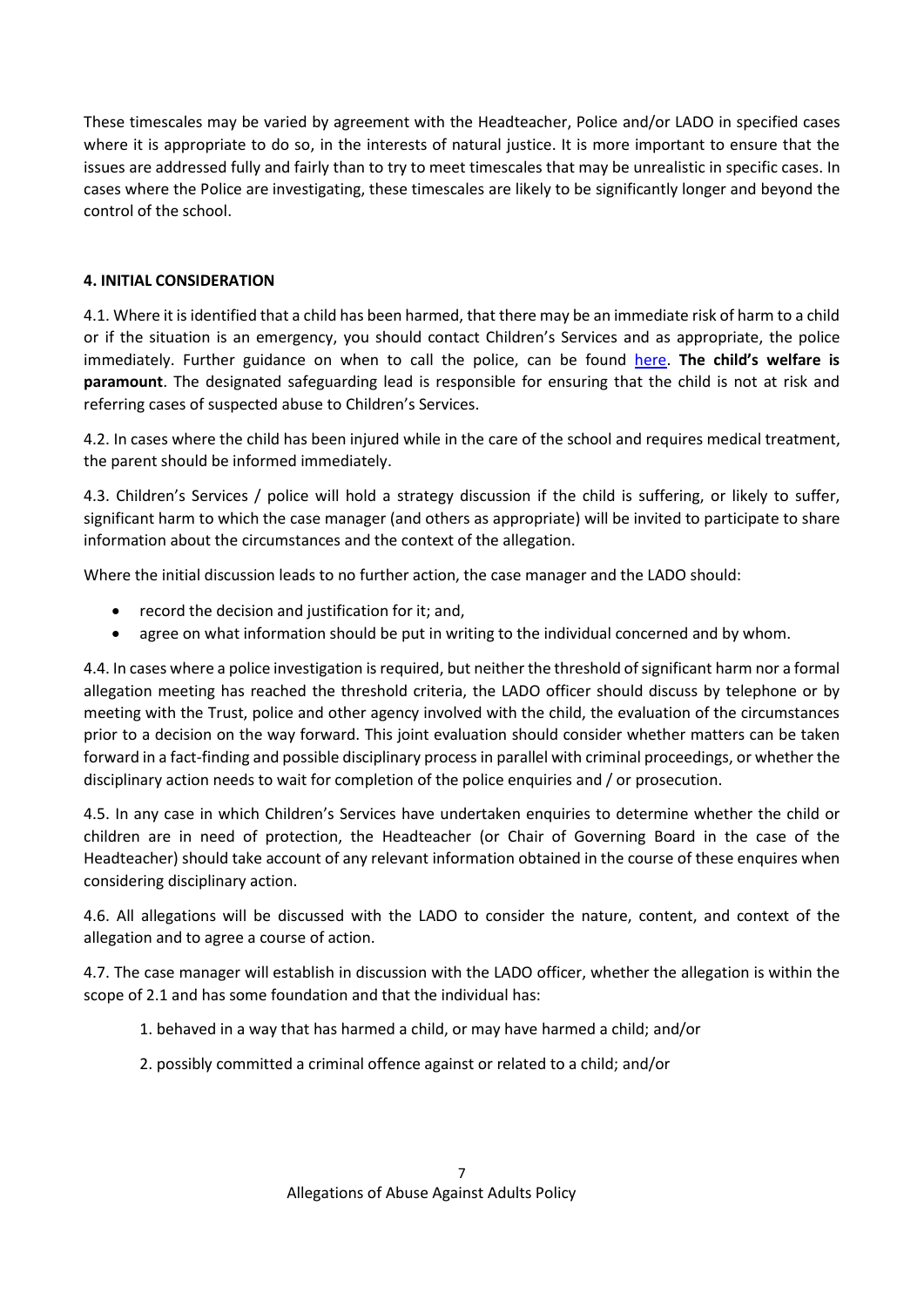These timescales may be varied by agreement with the Headteacher, Police and/or LADO in specified cases where it is appropriate to do so, in the interests of natural justice. It is more important to ensure that the issues are addressed fully and fairly than to try to meet timescales that may be unrealistic in specific cases. In cases where the Police are investigating, these timescales are likely to be significantly longer and beyond the control of the school.

## 4. INITIAL CONSIDERATION

4.1. Where it is identified that a child has been harmed, that there may be an immediate risk of harm to a child or if the situation is an emergency, you should contact Children's Services and as appropriate, the police immediately. Further guidance on when to call the police, can be found here. **The child's welfare is paramount**. The designated safeguarding lead is responsible for ensuring that the child is not at risk and referring cases of suspected abuse to Children's Services.

4.2. In cases where the child has been injured while in the care of the school and requires medical treatment, the parent should be informed immediately.

4.3. Children's Services / police will hold a strategy discussion if the child is suffering, or likely to suffer, significant harm to which the case manager (and others as appropriate) will be invited to participate to share information about the circumstances and the context of the allegation.

Where the initial discussion leads to no further action, the case manager and the LADO should:

- record the decision and justification for it; and,
- agree on what information should be put in writing to the individual concerned and by whom.

4.4. In cases where a police investigation is required, but neither the threshold of significant harm nor a formal allegation meeting has reached the threshold criteria, the LADO officer should discuss by telephone or by meeting with the Trust, police and other agency involved with the child, the evaluation of the circumstances prior to a decision on the way forward. This joint evaluation should consider whether matters can be taken forward in a fact-finding and possible disciplinary process in parallel with criminal proceedings, or whether the disciplinary action needs to wait for completion of the police enquiries and / or prosecution.

4.5. In any case in which Children's Services have undertaken enquiries to determine whether the child or children are in need of protection, the Headteacher (or Chair of Governing Board in the case of the Headteacher) should take account of any relevant information obtained in the course of these enquires when considering disciplinary action.

4.6. All allegations will be discussed with the LADO to consider the nature, content, and context of the allegation and to agree a course of action.

4.7. The case manager will establish in discussion with the LADO officer, whether the allegation is within the scope of 2.1 and has some foundation and that the individual has:

1. behaved in a way that has harmed a child, or may have harmed a child; and/or
2. possibly committed a criminal offence against or related to a child; and/or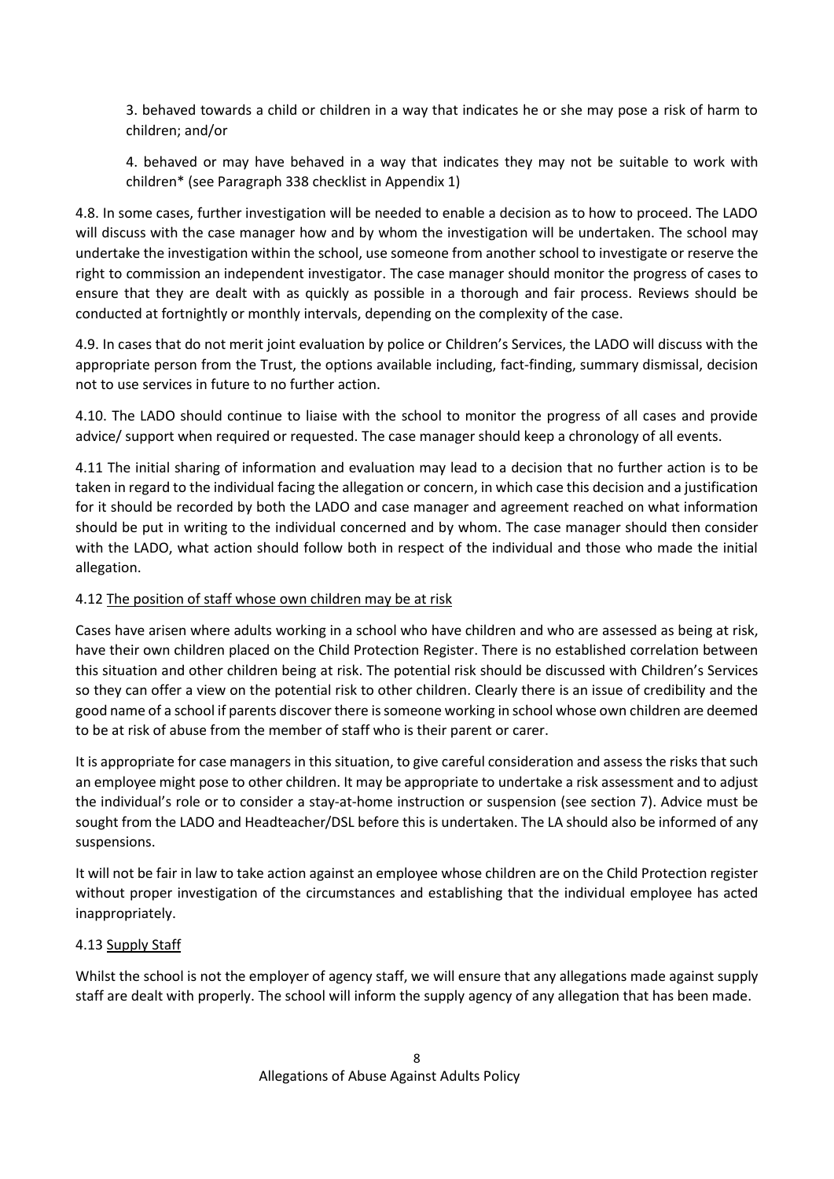3. behaved towards a child or children in a way that indicates he or she may pose a risk of harm to children; and/or

4. behaved or may have behaved in a way that indicates they may not be suitable to work with children* (see Paragraph 338 checklist in Appendix 1)

4.8. In some cases, further investigation will be needed to enable a decision as to how to proceed. The LADO will discuss with the case manager how and by whom the investigation will be undertaken. The school may undertake the investigation within the school, use someone from another school to investigate or reserve the right to commission an independent investigator. The case manager should monitor the progress of cases to ensure that they are dealt with as quickly as possible in a thorough and fair process. Reviews should be conducted at fortnightly or monthly intervals, depending on the complexity of the case.

4.9. In cases that do not merit joint evaluation by police or Children's Services, the LADO will discuss with the appropriate person from the Trust, the options available including, fact-finding, summary dismissal, decision not to use services in future to no further action.

4.10. The LADO should continue to liaise with the school to monitor the progress of all cases and provide advice/ support when required or requested. The case manager should keep a chronology of all events.

4.11 The initial sharing of information and evaluation may lead to a decision that no further action is to be taken in regard to the individual facing the allegation or concern, in which case this decision and a justification for it should be recorded by both the LADO and case manager and agreement reached on what information should be put in writing to the individual concerned and by whom. The case manager should then consider with the LADO, what action should follow both in respect of the individual and those who made the initial allegation.

4.12 The position of staff whose own children may be at risk

Cases have arisen where adults working in a school who have children and who are assessed as being at risk, have their own children placed on the Child Protection Register. There is no established correlation between this situation and other children being at risk. The potential risk should be discussed with Children's Services so they can offer a view on the potential risk to other children. Clearly there is an issue of credibility and the good name of a school if parents discover there is someone working in school whose own children are deemed to be at risk of abuse from the member of staff who is their parent or carer.

It is appropriate for case managers in this situation, to give careful consideration and assess the risks that such an employee might pose to other children. It may be appropriate to undertake a risk assessment and to adjust the individual's role or to consider a stay-at-home instruction or suspension (see section 7). Advice must be sought from the LADO and Headteacher/DSL before this is undertaken. The LA should also be informed of any suspensions.

It will not be fair in law to take action against an employee whose children are on the Child Protection register without proper investigation of the circumstances and establishing that the individual employee has acted inappropriately.

4.13 Supply Staff

Whilst the school is not the employer of agency staff, we will ensure that any allegations made against supply staff are dealt with properly. The school will inform the supply agency of any allegation that has been made.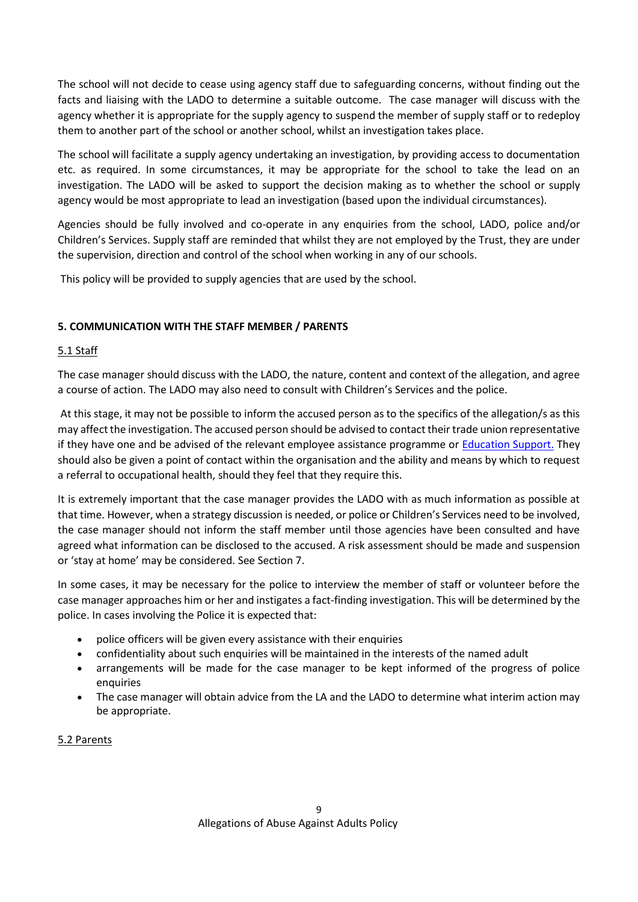The school will not decide to cease using agency staff due to safeguarding concerns, without finding out the facts and liaising with the LADO to determine a suitable outcome. The case manager will discuss with the agency whether it is appropriate for the supply agency to suspend the member of supply staff or to redeploy them to another part of the school or another school, whilst an investigation takes place.

The school will facilitate a supply agency undertaking an investigation, by providing access to documentation etc. as required. In some circumstances, it may be appropriate for the school to take the lead on an investigation. The LADO will be asked to support the decision making as to whether the school or supply agency would be most appropriate to lead an investigation (based upon the individual circumstances).

Agencies should be fully involved and co-operate in any enquiries from the school, LADO, police and/or Children's Services. Supply staff are reminded that whilst they are not employed by the Trust, they are under the supervision, direction and control of the school when working in any of our schools.

This policy will be provided to supply agencies that are used by the school.

**5. COMMUNICATION WITH THE STAFF MEMBER / PARENTS**

5.1 Staff

The case manager should discuss with the LADO, the nature, content and context of the allegation, and agree a course of action. The LADO may also need to consult with Children's Services and the police.

At this stage, it may not be possible to inform the accused person as to the specifics of the allegation/s as this may affect the investigation. The accused person should be advised to contact their trade union representative if they have one and be advised of the relevant employee assistance programme or Education Support. They should also be given a point of contact within the organisation and the ability and means by which to request a referral to occupational health, should they feel that they require this.

It is extremely important that the case manager provides the LADO with as much information as possible at that time. However, when a strategy discussion is needed, or police or Children's Services need to be involved, the case manager should not inform the staff member until those agencies have been consulted and have agreed what information can be disclosed to the accused. A risk assessment should be made and suspension or 'stay at home' may be considered. See Section 7.

In some cases, it may be necessary for the police to interview the member of staff or volunteer before the case manager approaches him or her and instigates a fact-finding investigation. This will be determined by the police. In cases involving the Police it is expected that:

- police officers will be given every assistance with their enquiries
- confidentiality about such enquiries will be maintained in the interests of the named adult
- arrangements will be made for the case manager to be kept informed of the progress of police enquiries
- The case manager will obtain advice from the LA and the LADO to determine what interim action may be appropriate.

5.2 Parents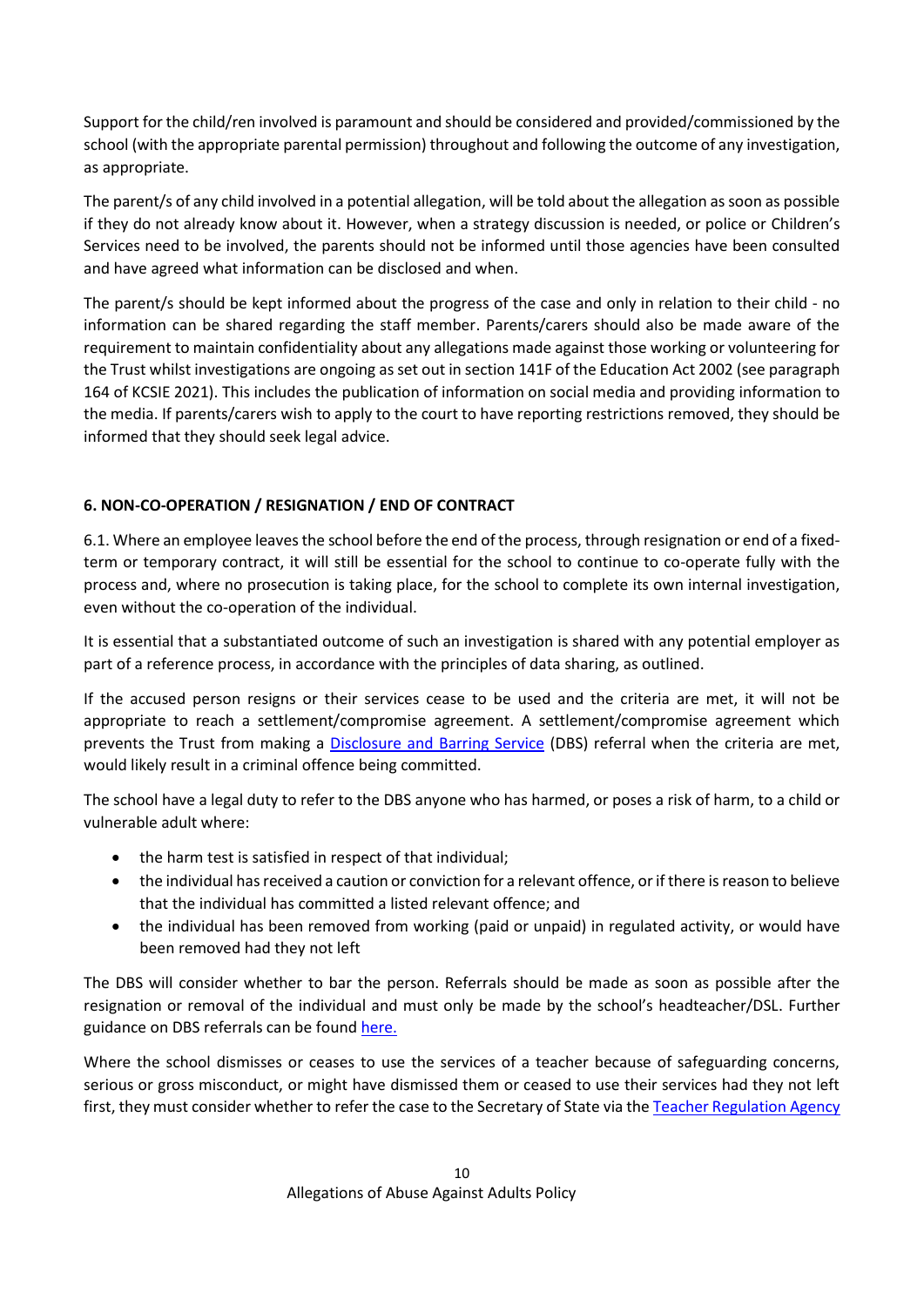Support for the child/ren involved is paramount and should be considered and provided/commissioned by the school (with the appropriate parental permission) throughout and following the outcome of any investigation, as appropriate.

The parent/s of any child involved in a potential allegation, will be told about the allegation as soon as possible if they do not already know about it. However, when a strategy discussion is needed, or police or Children's Services need to be involved, the parents should not be informed until those agencies have been consulted and have agreed what information can be disclosed and when.

The parent/s should be kept informed about the progress of the case and only in relation to their child - no information can be shared regarding the staff member. Parents/carers should also be made aware of the requirement to maintain confidentiality about any allegations made against those working or volunteering for the Trust whilst investigations are ongoing as set out in section 141F of the Education Act 2002 (see paragraph 164 of KCSIE 2021). This includes the publication of information on social media and providing information to the media. If parents/carers wish to apply to the court to have reporting restrictions removed, they should be informed that they should seek legal advice.

### 6. NON-CO-OPERATION / RESIGNATION / END OF CONTRACT

6.1. Where an employee leaves the school before the end of the process, through resignation or end of a fixed-term or temporary contract, it will still be essential for the school to continue to co-operate fully with the process and, where no prosecution is taking place, for the school to complete its own internal investigation, even without the co-operation of the individual.

It is essential that a substantiated outcome of such an investigation is shared with any potential employer as part of a reference process, in accordance with the principles of data sharing, as outlined.

If the accused person resigns or their services cease to be used and the criteria are met, it will not be appropriate to reach a settlement/compromise agreement. A settlement/compromise agreement which prevents the Trust from making a Disclosure and Barring Service (DBS) referral when the criteria are met, would likely result in a criminal offence being committed.

The school have a legal duty to refer to the DBS anyone who has harmed, or poses a risk of harm, to a child or vulnerable adult where:

- the harm test is satisfied in respect of that individual;
- the individual has received a caution or conviction for a relevant offence, or if there is reason to believe that the individual has committed a listed relevant offence; and
- the individual has been removed from working (paid or unpaid) in regulated activity, or would have been removed had they not left

The DBS will consider whether to bar the person. Referrals should be made as soon as possible after the resignation or removal of the individual and must only be made by the school's headteacher/DSL. Further guidance on DBS referrals can be found here.

Where the school dismisses or ceases to use the services of a teacher because of safeguarding concerns, serious or gross misconduct, or might have dismissed them or ceased to use their services had they not left first, they must consider whether to refer the case to the Secretary of State via the Teacher Regulation Agency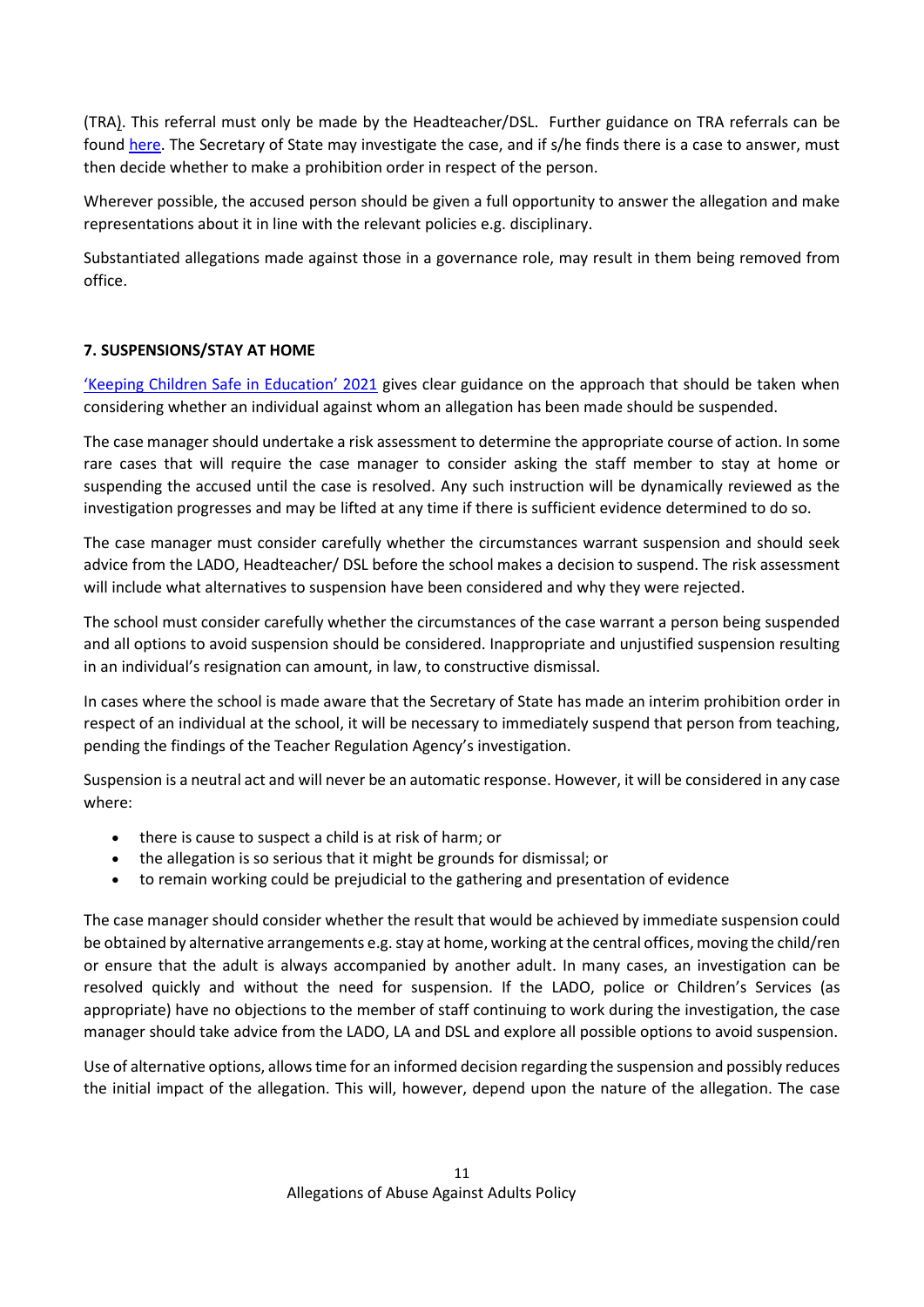(TRA). This referral must only be made by the Headteacher/DSL. Further guidance on TRA referrals can be found here. The Secretary of State may investigate the case, and if s/he finds there is a case to answer, must then decide whether to make a prohibition order in respect of the person.

Wherever possible, the accused person should be given a full opportunity to answer the allegation and make representations about it in line with the relevant policies e.g. disciplinary.

Substantiated allegations made against those in a governance role, may result in them being removed from office.

## 7. SUSPENSIONS/STAY AT HOME

'Keeping Children Safe in Education' 2021 gives clear guidance on the approach that should be taken when considering whether an individual against whom an allegation has been made should be suspended.

The case manager should undertake a risk assessment to determine the appropriate course of action. In some rare cases that will require the case manager to consider asking the staff member to stay at home or suspending the accused until the case is resolved. Any such instruction will be dynamically reviewed as the investigation progresses and may be lifted at any time if there is sufficient evidence determined to do so.

The case manager must consider carefully whether the circumstances warrant suspension and should seek advice from the LADO, Headteacher/ DSL before the school makes a decision to suspend. The risk assessment will include what alternatives to suspension have been considered and why they were rejected.

The school must consider carefully whether the circumstances of the case warrant a person being suspended and all options to avoid suspension should be considered. Inappropriate and unjustified suspension resulting in an individual's resignation can amount, in law, to constructive dismissal.

In cases where the school is made aware that the Secretary of State has made an interim prohibition order in respect of an individual at the school, it will be necessary to immediately suspend that person from teaching, pending the findings of the Teacher Regulation Agency's investigation.

Suspension is a neutral act and will never be an automatic response. However, it will be considered in any case where:

- there is cause to suspect a child is at risk of harm; or
- the allegation is so serious that it might be grounds for dismissal; or
- to remain working could be prejudicial to the gathering and presentation of evidence

The case manager should consider whether the result that would be achieved by immediate suspension could be obtained by alternative arrangements e.g. stay at home, working at the central offices, moving the child/ren or ensure that the adult is always accompanied by another adult. In many cases, an investigation can be resolved quickly and without the need for suspension. If the LADO, police or Children's Services (as appropriate) have no objections to the member of staff continuing to work during the investigation, the case manager should take advice from the LADO, LA and DSL and explore all possible options to avoid suspension.

Use of alternative options, allows time for an informed decision regarding the suspension and possibly reduces the initial impact of the allegation. This will, however, depend upon the nature of the allegation. The case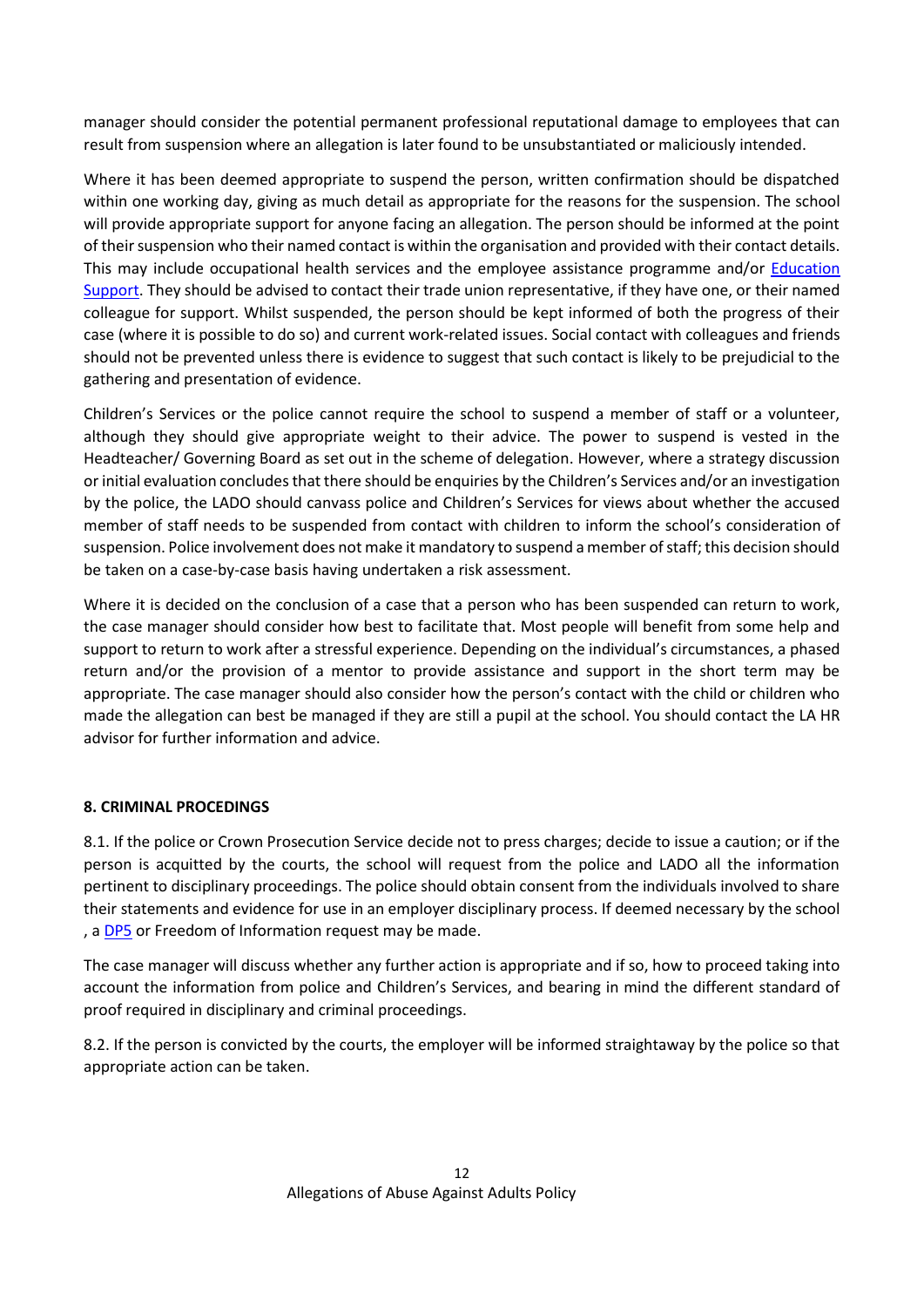manager should consider the potential permanent professional reputational damage to employees that can result from suspension where an allegation is later found to be unsubstantiated or maliciously intended.

Where it has been deemed appropriate to suspend the person, written confirmation should be dispatched within one working day, giving as much detail as appropriate for the reasons for the suspension. The school will provide appropriate support for anyone facing an allegation. The person should be informed at the point of their suspension who their named contact is within the organisation and provided with their contact details. This may include occupational health services and the employee assistance programme and/or Education Support. They should be advised to contact their trade union representative, if they have one, or their named colleague for support. Whilst suspended, the person should be kept informed of both the progress of their case (where it is possible to do so) and current work-related issues. Social contact with colleagues and friends should not be prevented unless there is evidence to suggest that such contact is likely to be prejudicial to the gathering and presentation of evidence.

Children's Services or the police cannot require the school to suspend a member of staff or a volunteer, although they should give appropriate weight to their advice. The power to suspend is vested in the Headteacher/ Governing Board as set out in the scheme of delegation. However, where a strategy discussion or initial evaluation concludes that there should be enquiries by the Children's Services and/or an investigation by the police, the LADO should canvass police and Children's Services for views about whether the accused member of staff needs to be suspended from contact with children to inform the school's consideration of suspension. Police involvement does not make it mandatory to suspend a member of staff; this decision should be taken on a case-by-case basis having undertaken a risk assessment.

Where it is decided on the conclusion of a case that a person who has been suspended can return to work, the case manager should consider how best to facilitate that. Most people will benefit from some help and support to return to work after a stressful experience. Depending on the individual's circumstances, a phased return and/or the provision of a mentor to provide assistance and support in the short term may be appropriate. The case manager should also consider how the person's contact with the child or children who made the allegation can best be managed if they are still a pupil at the school. You should contact the LA HR advisor for further information and advice.

**8. CRIMINAL PROCEDINGS**

8.1. If the police or Crown Prosecution Service decide not to press charges; decide to issue a caution; or if the person is acquitted by the courts, the school will request from the police and LADO all the information pertinent to disciplinary proceedings. The police should obtain consent from the individuals involved to share their statements and evidence for use in an employer disciplinary process. If deemed necessary by the school , a DP5 or Freedom of Information request may be made.

The case manager will discuss whether any further action is appropriate and if so, how to proceed taking into account the information from police and Children's Services, and bearing in mind the different standard of proof required in disciplinary and criminal proceedings.

8.2. If the person is convicted by the courts, the employer will be informed straightaway by the police so that appropriate action can be taken.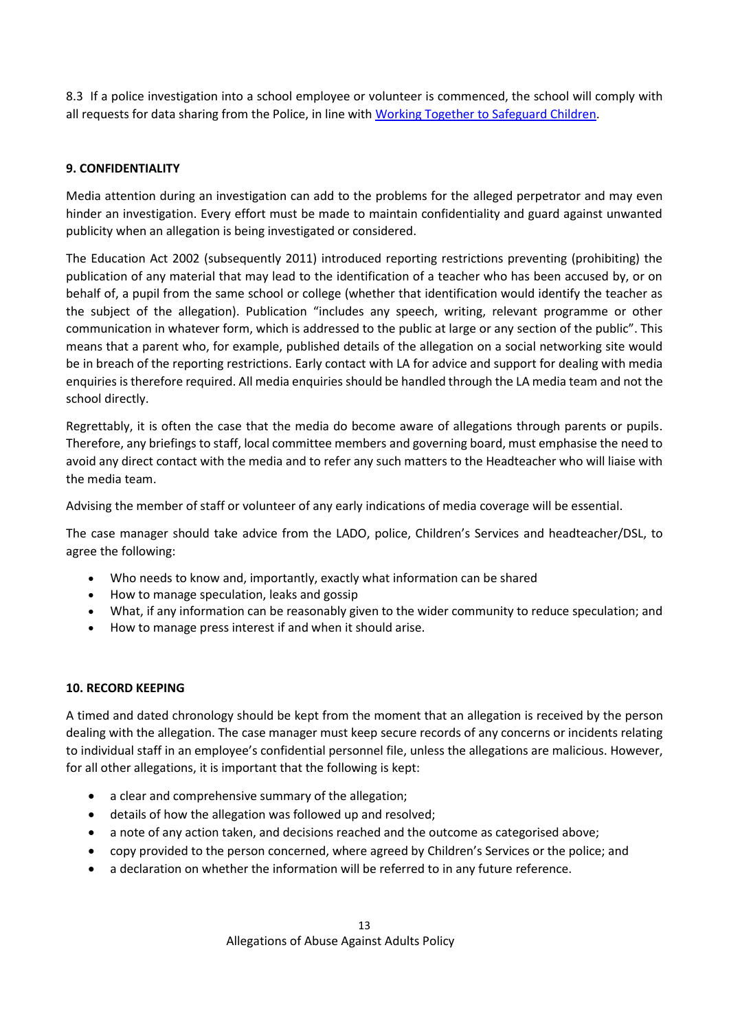8.3 If a police investigation into a school employee or volunteer is commenced, the school will comply with all requests for data sharing from the Police, in line with [Working Together to Safeguard Children](#).

## 9. CONFIDENTIALITY

Media attention during an investigation can add to the problems for the alleged perpetrator and may even hinder an investigation. Every effort must be made to maintain confidentiality and guard against unwanted publicity when an allegation is being investigated or considered.

The Education Act 2002 (subsequently 2011) introduced reporting restrictions preventing (prohibiting) the publication of any material that may lead to the identification of a teacher who has been accused by, or on behalf of, a pupil from the same school or college (whether that identification would identify the teacher as the subject of the allegation). Publication "includes any speech, writing, relevant programme or other communication in whatever form, which is addressed to the public at large or any section of the public". This means that a parent who, for example, published details of the allegation on a social networking site would be in breach of the reporting restrictions. Early contact with LA for advice and support for dealing with media enquiries is therefore required. All media enquiries should be handled through the LA media team and not the school directly.

Regrettably, it is often the case that the media do become aware of allegations through parents or pupils. Therefore, any briefings to staff, local committee members and governing board, must emphasise the need to avoid any direct contact with the media and to refer any such matters to the Headteacher who will liaise with the media team.

Advising the member of staff or volunteer of any early indications of media coverage will be essential.

The case manager should take advice from the LADO, police, Children's Services and headteacher/DSL, to agree the following:

- Who needs to know and, importantly, exactly what information can be shared
- How to manage speculation, leaks and gossip
- What, if any information can be reasonably given to the wider community to reduce speculation; and
- How to manage press interest if and when it should arise.

## 10. RECORD KEEPING

A timed and dated chronology should be kept from the moment that an allegation is received by the person dealing with the allegation. The case manager must keep secure records of any concerns or incidents relating to individual staff in an employee's confidential personnel file, unless the allegations are malicious. However, for all other allegations, it is important that the following is kept:

- a clear and comprehensive summary of the allegation;
- details of how the allegation was followed up and resolved;
- a note of any action taken, and decisions reached and the outcome as categorised above;
- copy provided to the person concerned, where agreed by Children's Services or the police; and
- a declaration on whether the information will be referred to in any future reference.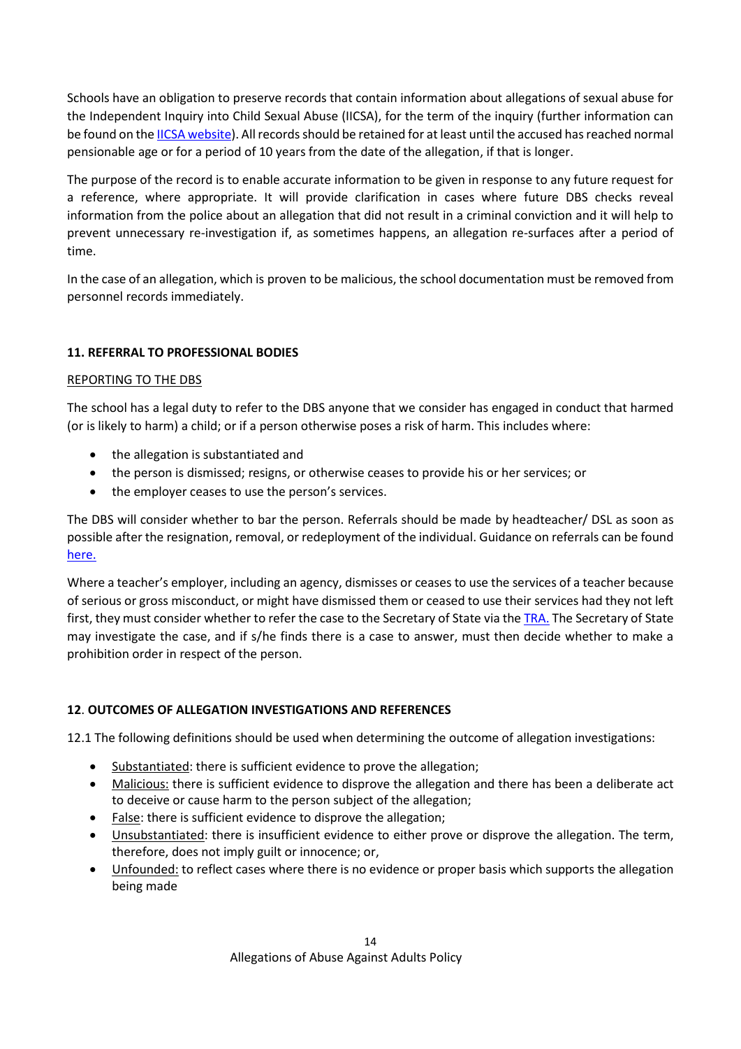Schools have an obligation to preserve records that contain information about allegations of sexual abuse for the Independent Inquiry into Child Sexual Abuse (IICSA), for the term of the inquiry (further information can be found on the IICSA website). All records should be retained for at least until the accused has reached normal pensionable age or for a period of 10 years from the date of the allegation, if that is longer.

The purpose of the record is to enable accurate information to be given in response to any future request for a reference, where appropriate. It will provide clarification in cases where future DBS checks reveal information from the police about an allegation that did not result in a criminal conviction and it will help to prevent unnecessary re-investigation if, as sometimes happens, an allegation re-surfaces after a period of time.

In the case of an allegation, which is proven to be malicious, the school documentation must be removed from personnel records immediately.

## 11. REFERRAL TO PROFESSIONAL BODIES

### REPORTING TO THE DBS

The school has a legal duty to refer to the DBS anyone that we consider has engaged in conduct that harmed (or is likely to harm) a child; or if a person otherwise poses a risk of harm. This includes where:

- the allegation is substantiated and
- the person is dismissed; resigns, or otherwise ceases to provide his or her services; or
- the employer ceases to use the person's services.

The DBS will consider whether to bar the person. Referrals should be made by headteacher/ DSL as soon as possible after the resignation, removal, or redeployment of the individual. Guidance on referrals can be found here.

Where a teacher's employer, including an agency, dismisses or ceases to use the services of a teacher because of serious or gross misconduct, or might have dismissed them or ceased to use their services had they not left first, they must consider whether to refer the case to the Secretary of State via the TRA. The Secretary of State may investigate the case, and if s/he finds there is a case to answer, must then decide whether to make a prohibition order in respect of the person.

## 12. OUTCOMES OF ALLEGATION INVESTIGATIONS AND REFERENCES

12.1 The following definitions should be used when determining the outcome of allegation investigations:

- Substantiated: there is sufficient evidence to prove the allegation;
- Malicious: there is sufficient evidence to disprove the allegation and there has been a deliberate act to deceive or cause harm to the person subject of the allegation;
- False: there is sufficient evidence to disprove the allegation;
- Unsubstantiated: there is insufficient evidence to either prove or disprove the allegation. The term, therefore, does not imply guilt or innocence; or,
- Unfounded: to reflect cases where there is no evidence or proper basis which supports the allegation being made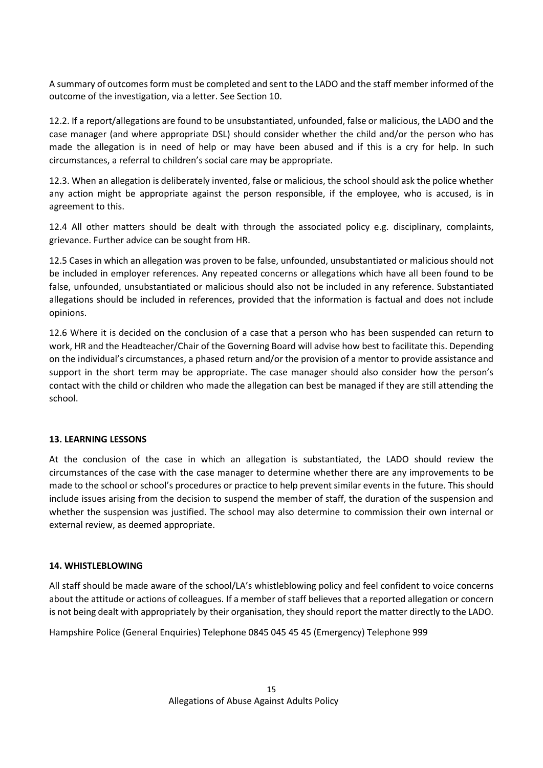A summary of outcomes form must be completed and sent to the LADO and the staff member informed of the outcome of the investigation, via a letter. See Section 10.

12.2. If a report/allegations are found to be unsubstantiated, unfounded, false or malicious, the LADO and the case manager (and where appropriate DSL) should consider whether the child and/or the person who has made the allegation is in need of help or may have been abused and if this is a cry for help. In such circumstances, a referral to children's social care may be appropriate.

12.3. When an allegation is deliberately invented, false or malicious, the school should ask the police whether any action might be appropriate against the person responsible, if the employee, who is accused, is in agreement to this.

12.4 All other matters should be dealt with through the associated policy e.g. disciplinary, complaints, grievance. Further advice can be sought from HR.

12.5 Cases in which an allegation was proven to be false, unfounded, unsubstantiated or malicious should not be included in employer references. Any repeated concerns or allegations which have all been found to be false, unfounded, unsubstantiated or malicious should also not be included in any reference. Substantiated allegations should be included in references, provided that the information is factual and does not include opinions.

12.6 Where it is decided on the conclusion of a case that a person who has been suspended can return to work, HR and the Headteacher/Chair of the Governing Board will advise how best to facilitate this. Depending on the individual's circumstances, a phased return and/or the provision of a mentor to provide assistance and support in the short term may be appropriate. The case manager should also consider how the person's contact with the child or children who made the allegation can best be managed if they are still attending the school.

**13. LEARNING LESSONS**

At the conclusion of the case in which an allegation is substantiated, the LADO should review the circumstances of the case with the case manager to determine whether there are any improvements to be made to the school or school's procedures or practice to help prevent similar events in the future. This should include issues arising from the decision to suspend the member of staff, the duration of the suspension and whether the suspension was justified. The school may also determine to commission their own internal or external review, as deemed appropriate.

**14. WHISTLEBLOWING**

All staff should be made aware of the school/LA's whistleblowing policy and feel confident to voice concerns about the attitude or actions of colleagues. If a member of staff believes that a reported allegation or concern is not being dealt with appropriately by their organisation, they should report the matter directly to the LADO.

Hampshire Police (General Enquiries) Telephone 0845 045 45 45 (Emergency) Telephone 999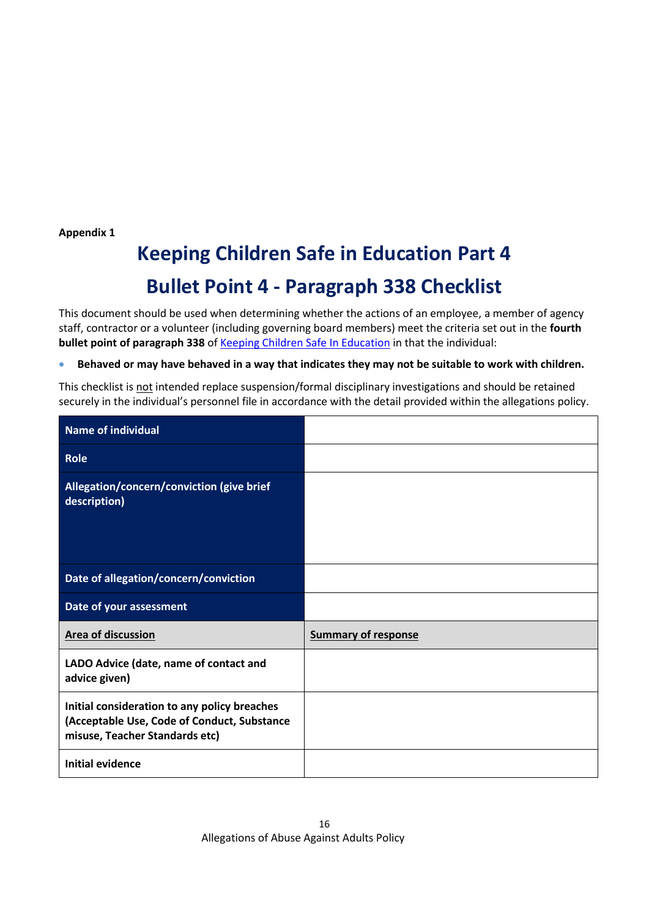**Appendix 1**

# Keeping Children Safe in Education Part 4

# Bullet Point 4 - Paragraph 338 Checklist

This document should be used when determining whether the actions of an employee, a member of agency staff, contractor or a volunteer (including governing board members) meet the criteria set out in the **fourth bullet point of paragraph 338** of [Keeping Children Safe In Education]() in that the individual:

- **Behaved or may have behaved in a way that indicates they may not be suitable to work with children.**

This checklist is not intended replace suspension/formal disciplinary investigations and should be retained securely in the individual's personnel file in accordance with the detail provided within the allegations policy.

| | |
|---|---|
| **Name of individual** | |
| **Role** | |
| **Allegation/concern/conviction (give brief description)** | |
| **Date of allegation/concern/conviction** | |
| **Date of your assessment** | |
| **Area of discussion** | **Summary of response** |
| **LADO Advice (date, name of contact and advice given)** | |
| **Initial consideration to any policy breaches (Acceptable Use, Code of Conduct, Substance misuse, Teacher Standards etc)** | |
| **Initial evidence** | |

Allegations of Abuse Against Adults Policy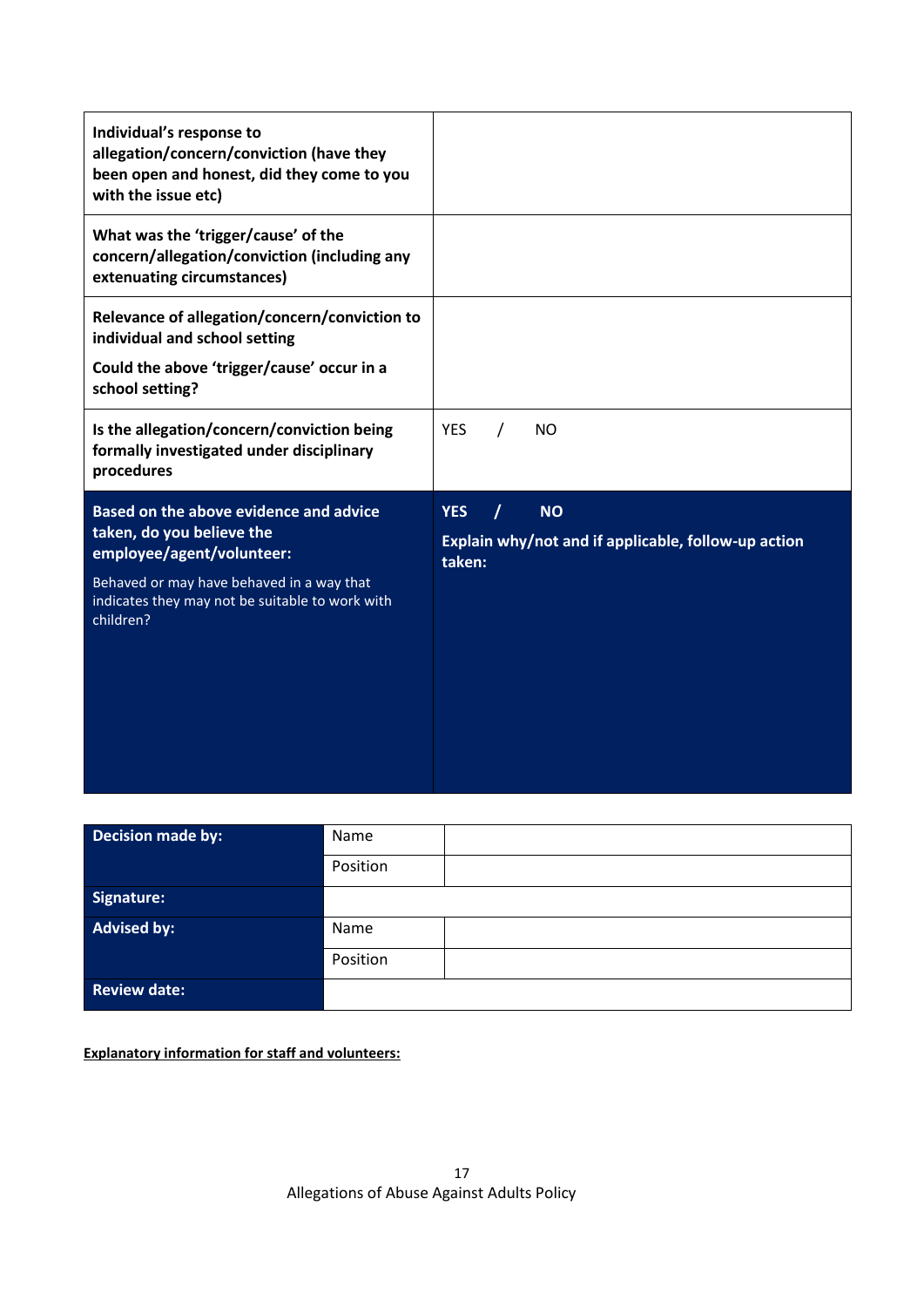| | |
|---|---|
| **Individual's response to allegation/concern/conviction (have they been open and honest, did they come to you with the issue etc)** | |
| **What was the 'trigger/cause' of the concern/allegation/conviction (including any extenuating circumstances)** | |
| **Relevance of allegation/concern/conviction to individual and school setting**<br>**Could the above 'trigger/cause' occur in a school setting?** | |
| **Is the allegation/concern/conviction being formally investigated under disciplinary procedures** | YES / NO |
| **Based on the above evidence and advice taken, do you believe the employee/agent/volunteer:**<br>Behaved or may have behaved in a way that indicates they may not be suitable to work with children? | **YES / NO**<br>**Explain why/not and if applicable, follow-up action taken:** |

| | | |
|---|---|---|
| **Decision made by:** | Name | |
| | Position | |
| **Signature:** | | |
| **Advised by:** | Name | |
| | Position | |
| **Review date:** | | |

**Explanatory information for staff and volunteers:**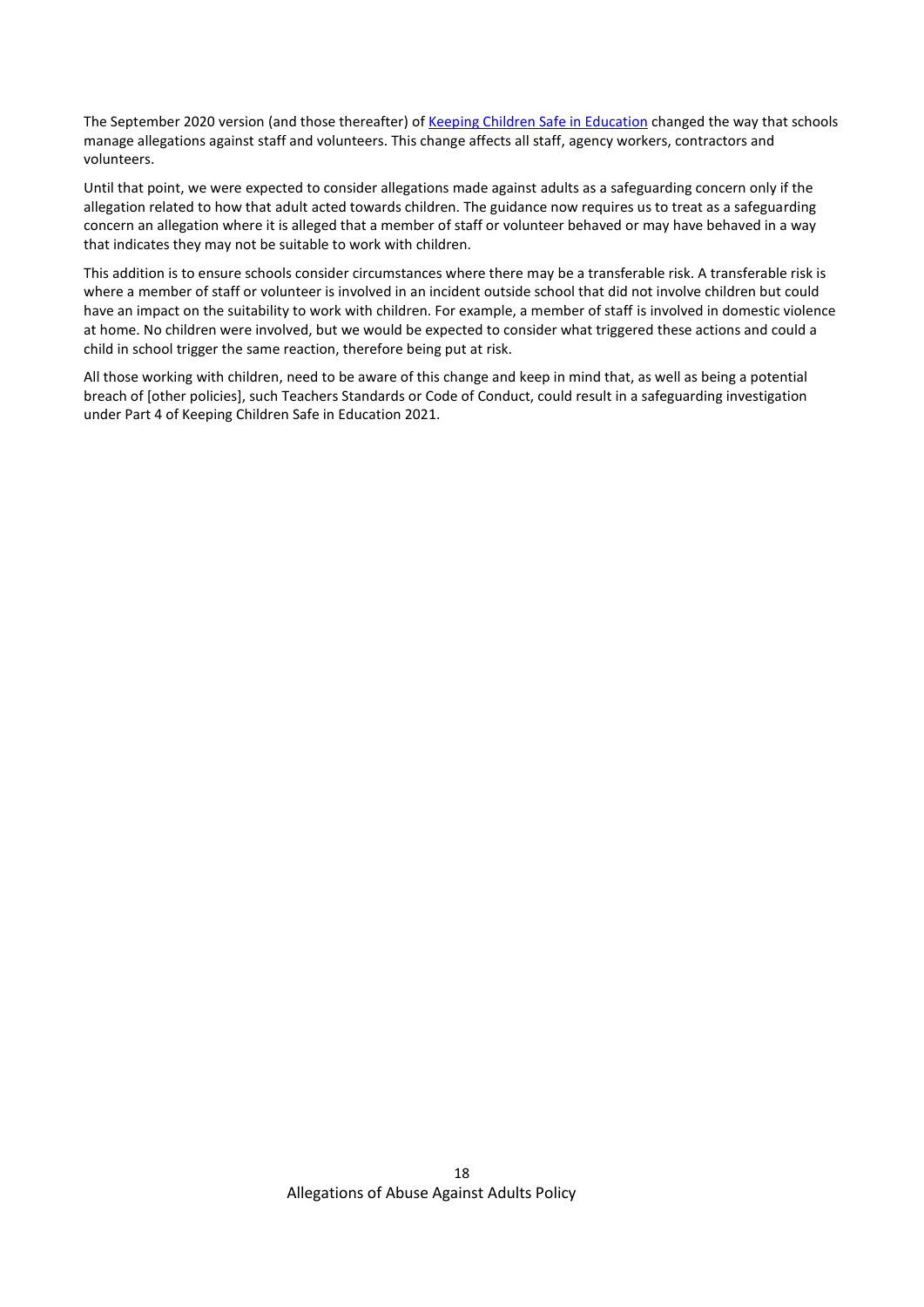The September 2020 version (and those thereafter) of [Keeping Children Safe in Education] changed the way that schools manage allegations against staff and volunteers. This change affects all staff, agency workers, contractors and volunteers.

Until that point, we were expected to consider allegations made against adults as a safeguarding concern only if the allegation related to how that adult acted towards children. The guidance now requires us to treat as a safeguarding concern an allegation where it is alleged that a member of staff or volunteer behaved or may have behaved in a way that indicates they may not be suitable to work with children.

This addition is to ensure schools consider circumstances where there may be a transferable risk. A transferable risk is where a member of staff or volunteer is involved in an incident outside school that did not involve children but could have an impact on the suitability to work with children. For example, a member of staff is involved in domestic violence at home. No children were involved, but we would be expected to consider what triggered these actions and could a child in school trigger the same reaction, therefore being put at risk.

All those working with children, need to be aware of this change and keep in mind that, as well as being a potential breach of [other policies], such Teachers Standards or Code of Conduct, could result in a safeguarding investigation under Part 4 of Keeping Children Safe in Education 2021.